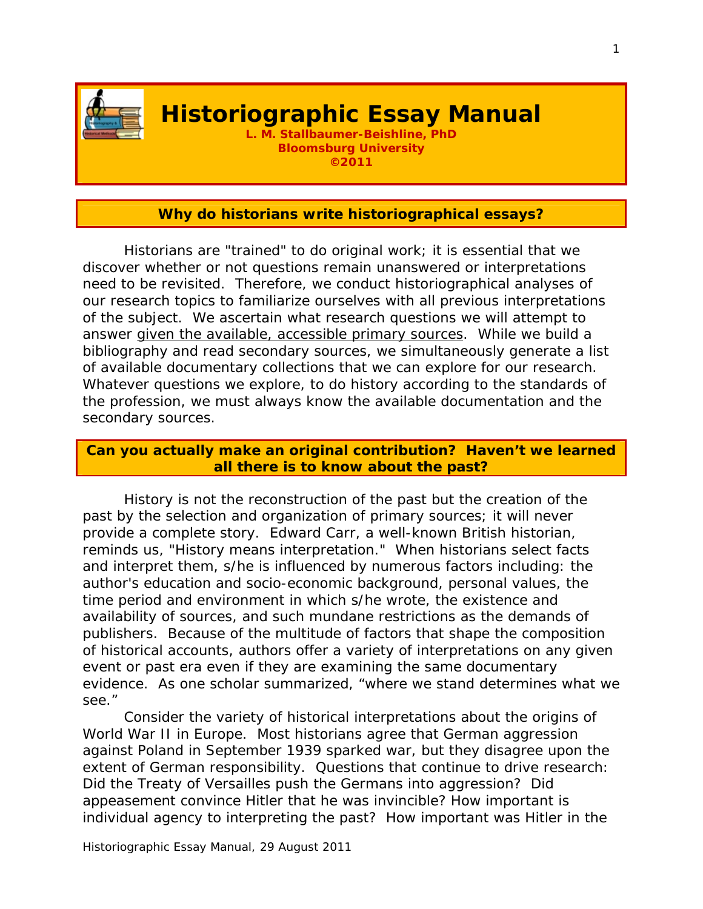# Historiographic Essay Manual

**L. M. Stallbaumer-Beishline, PhD**
**Bloomsburg University**
**©2011**

## Why do historians write historiographical essays?

Historians are "trained" to do original work; it is essential that we discover whether or not questions remain unanswered or interpretations need to be revisited. Therefore, we conduct historiographical analyses of our research topics to familiarize ourselves with all previous interpretations of the subject. We ascertain what research questions we will attempt to answer given the available, accessible primary sources. While we build a bibliography and read secondary sources, we simultaneously generate a list of available documentary collections that we can explore for our research. Whatever questions we explore, to do history according to the standards of the profession, we must always know the available documentation and the secondary sources.

## Can you actually make an original contribution? Haven't we learned all there is to know about the past?

History is not the reconstruction of the past but the creation of the past by the selection and organization of primary sources; it will never provide a complete story. Edward Carr, a well-known British historian, reminds us, "History means interpretation." When historians select facts and interpret them, s/he is influenced by numerous factors including: the author's education and socio-economic background, personal values, the time period and environment in which s/he wrote, the existence and availability of sources, and such mundane restrictions as the demands of publishers. Because of the multitude of factors that shape the composition of historical accounts, authors offer a variety of interpretations on any given event or past era even if they are examining the same documentary evidence. As one scholar summarized, "where we stand determines what we see."

Consider the variety of historical interpretations about the origins of World War II in Europe. Most historians agree that German aggression against Poland in September 1939 sparked war, but they disagree upon the extent of German responsibility. Questions that continue to drive research: Did the Treaty of Versailles push the Germans into aggression? Did appeasement convince Hitler that he was invincible? How important is individual agency to interpreting the past? How important was Hitler in the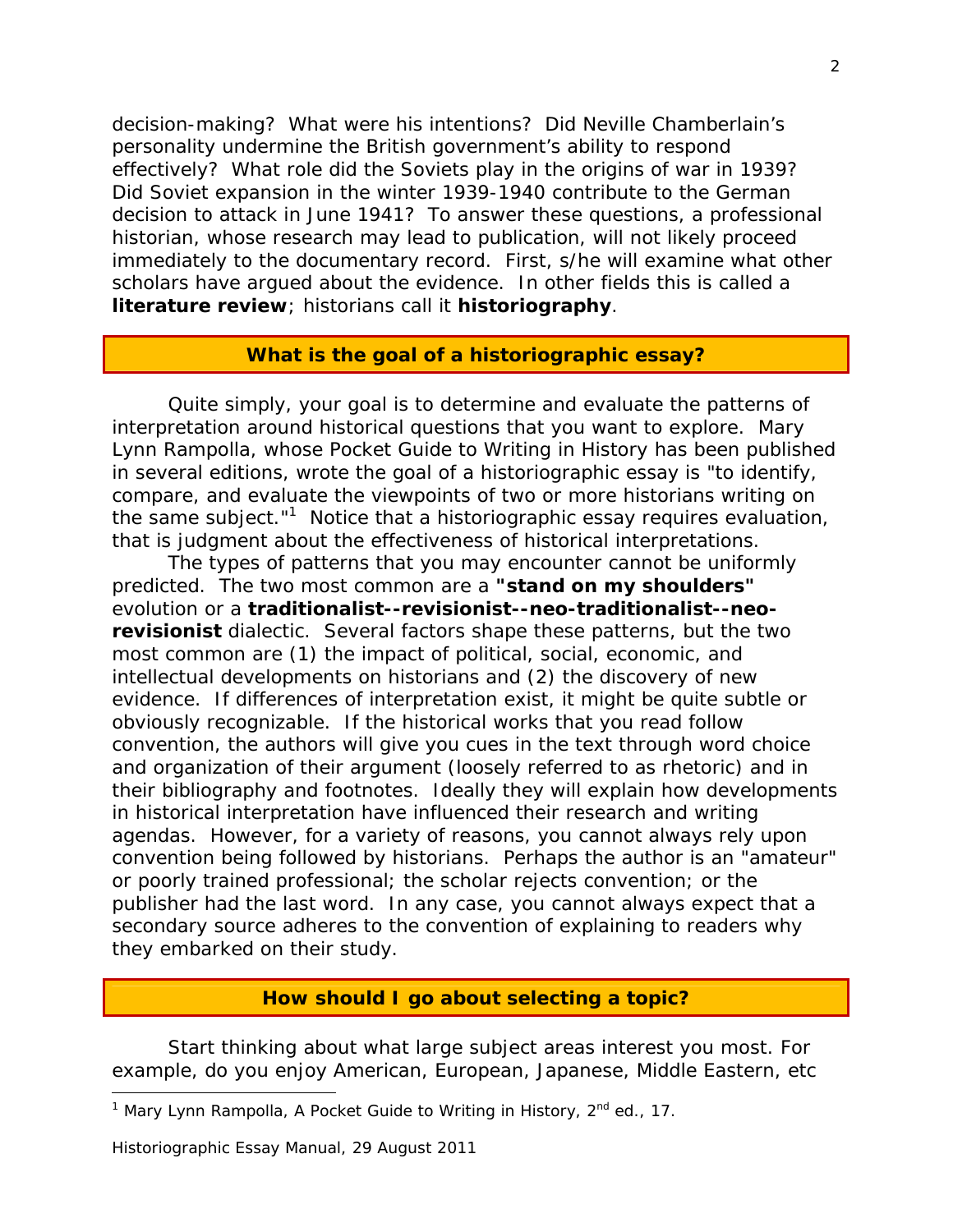decision-making? What were his intentions? Did Neville Chamberlain's personality undermine the British government's ability to respond effectively? What role did the Soviets play in the origins of war in 1939? Did Soviet expansion in the winter 1939-1940 contribute to the German decision to attack in June 1941? To answer these questions, a professional historian, whose research may lead to publication, will not likely proceed immediately to the documentary record. First, s/he will examine what other scholars have argued about the evidence. In other fields this is called a **literature review**; historians call it **historiography**.

## What is the goal of a historiographic essay?

Quite simply, your goal is to determine and evaluate the patterns of interpretation around historical questions that you want to explore. Mary Lynn Rampolla, whose Pocket Guide to Writing in History has been published in several editions, wrote the goal of a historiographic essay is "to identify, compare, and evaluate the viewpoints of two or more historians writing on the same subject."[1] Notice that a historiographic essay requires evaluation, that is judgment about the effectiveness of historical interpretations.

The types of patterns that you may encounter cannot be uniformly predicted. The two most common are a **"stand on my shoulders"** evolution or a **traditionalist--revisionist--neo-traditionalist--neo-revisionist** dialectic. Several factors shape these patterns, but the two most common are (1) the impact of political, social, economic, and intellectual developments on historians and (2) the discovery of new evidence. If differences of interpretation exist, it might be quite subtle or obviously recognizable. If the historical works that you read follow convention, the authors will give you cues in the text through word choice and organization of their argument (loosely referred to as rhetoric) and in their bibliography and footnotes. Ideally they will explain how developments in historical interpretation have influenced their research and writing agendas. However, for a variety of reasons, you cannot always rely upon convention being followed by historians. Perhaps the author is an "amateur" or poorly trained professional; the scholar rejects convention; or the publisher had the last word. In any case, you cannot always expect that a secondary source adheres to the convention of explaining to readers why they embarked on their study.

## How should I go about selecting a topic?

Start thinking about what large subject areas interest you most. For example, do you enjoy American, European, Japanese, Middle Eastern, etc

---

[1] Mary Lynn Rampolla, A Pocket Guide to Writing in History, 2nd ed., 17.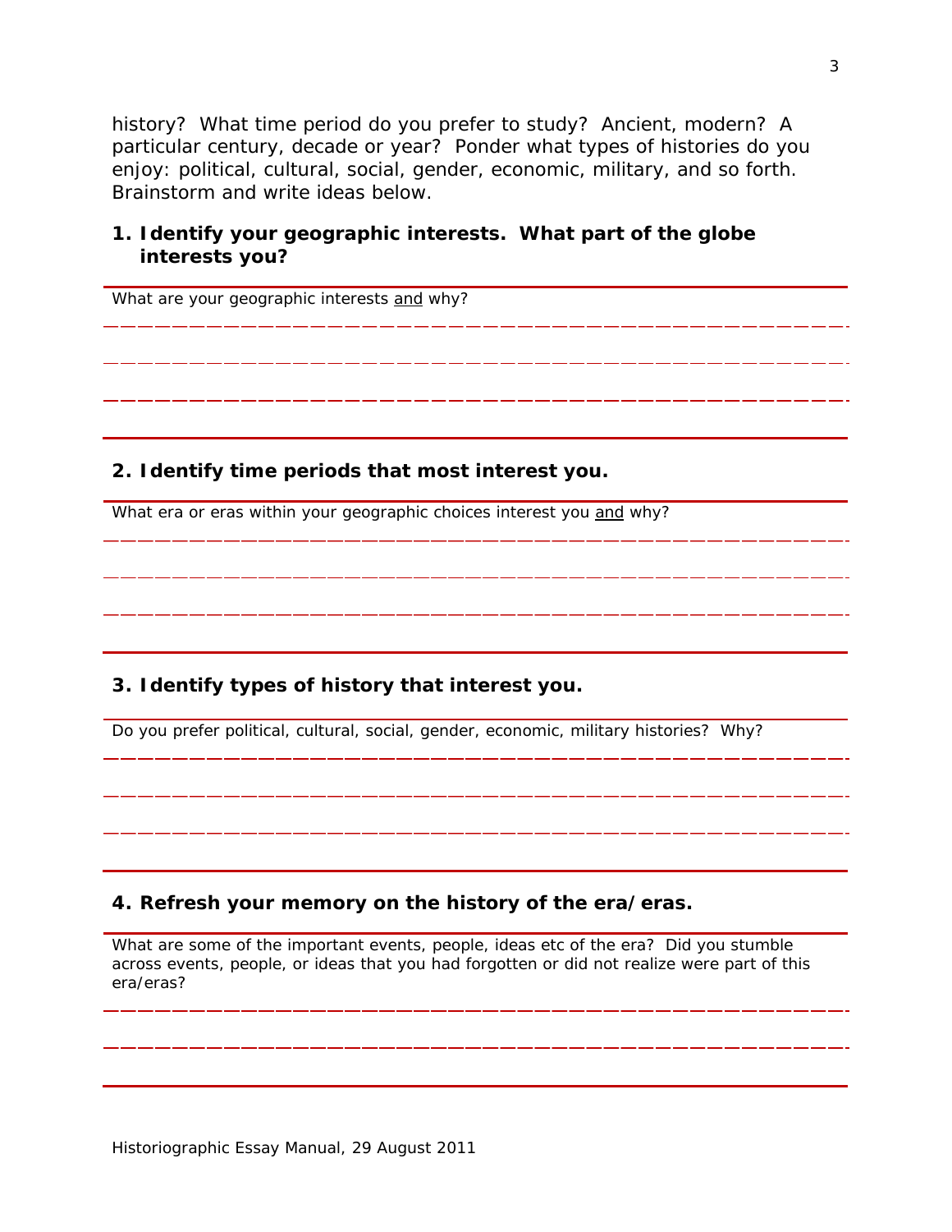history? What time period do you prefer to study? Ancient, modern? A particular century, decade or year? Ponder what types of histories do you enjoy: political, cultural, social, gender, economic, military, and so forth. Brainstorm and write ideas below.

**1. Identify your geographic interests. What part of the globe interests you?**

What are your geographic interests <u>and</u> why?

---

---

---

**2. Identify time periods that most interest you.**

What era or eras within your geographic choices interest you <u>and</u> why?

---

---

---

**3. Identify types of history that interest you.**

Do you prefer political, cultural, social, gender, economic, military histories? Why?

---

---

---

**4. Refresh your memory on the history of the era/eras.**

What are some of the important events, people, ideas etc of the era? Did you stumble across events, people, or ideas that you had forgotten or did not realize were part of this era/eras?

---

---

Historiographic Essay Manual, 29 August 2011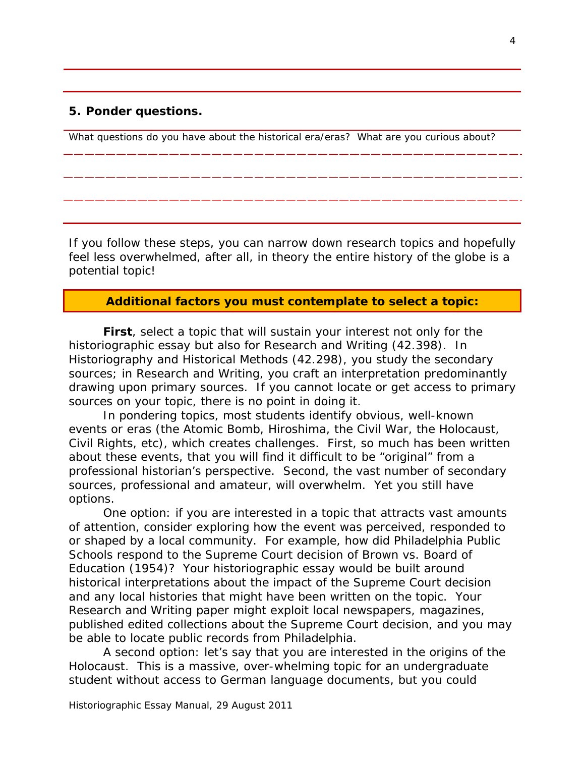**5. Ponder questions.**

What questions do you have about the historical era/eras? What are you curious about?

---

---

---

If you follow these steps, you can narrow down research topics and hopefully feel less overwhelmed, after all, in theory the entire history of the globe is a potential topic!

**Additional factors you must contemplate to select a topic:**

**First**, select a topic that will sustain your interest not only for the historiographic essay but also for Research and Writing (42.398). In Historiography and Historical Methods (42.298), you study the secondary sources; in Research and Writing, you craft an interpretation predominantly drawing upon primary sources. If you cannot locate or get access to primary sources on your topic, there is no point in doing it.

In pondering topics, most students identify obvious, well-known events or eras (the Atomic Bomb, Hiroshima, the Civil War, the Holocaust, Civil Rights, etc), which creates challenges. First, so much has been written about these events, that you will find it difficult to be "original" from a professional historian's perspective. Second, the vast number of secondary sources, professional and amateur, will overwhelm. Yet you still have options.

One option: if you are interested in a topic that attracts vast amounts of attention, consider exploring how the event was perceived, responded to or shaped by a local community. For example, how did Philadelphia Public Schools respond to the Supreme Court decision of Brown vs. Board of Education (1954)? Your historiographic essay would be built around historical interpretations about the impact of the Supreme Court decision and any local histories that might have been written on the topic. Your Research and Writing paper might exploit local newspapers, magazines, published edited collections about the Supreme Court decision, and you may be able to locate public records from Philadelphia.

A second option: let's say that you are interested in the origins of the Holocaust. This is a massive, over-whelming topic for an undergraduate student without access to German language documents, but you could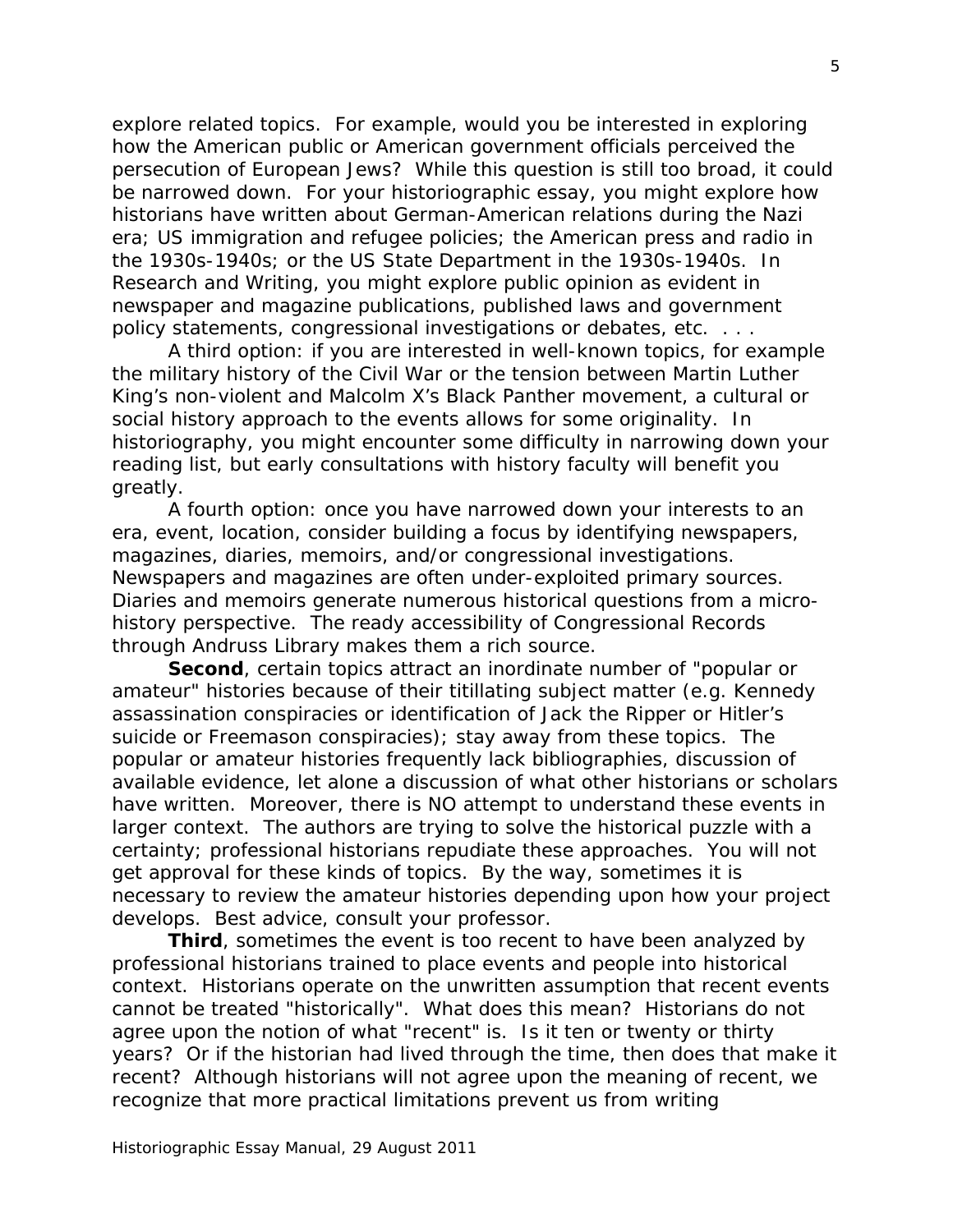explore related topics. For example, would you be interested in exploring how the American public or American government officials perceived the persecution of European Jews? While this question is still too broad, it could be narrowed down. For your historiographic essay, you might explore how historians have written about German-American relations during the Nazi era; US immigration and refugee policies; the American press and radio in the 1930s-1940s; or the US State Department in the 1930s-1940s. In Research and Writing, you might explore public opinion as evident in newspaper and magazine publications, published laws and government policy statements, congressional investigations or debates, etc. . . .

A third option: if you are interested in well-known topics, for example the military history of the Civil War or the tension between Martin Luther King's non-violent and Malcolm X's Black Panther movement, a cultural or social history approach to the events allows for some originality. In historiography, you might encounter some difficulty in narrowing down your reading list, but early consultations with history faculty will benefit you greatly.

A fourth option: once you have narrowed down your interests to an era, event, location, consider building a focus by identifying newspapers, magazines, diaries, memoirs, and/or congressional investigations. Newspapers and magazines are often under-exploited primary sources. Diaries and memoirs generate numerous historical questions from a micro-history perspective. The ready accessibility of Congressional Records through Andruss Library makes them a rich source.

**Second**, certain topics attract an inordinate number of "popular or amateur" histories because of their titillating subject matter (e.g. Kennedy assassination conspiracies or identification of Jack the Ripper or Hitler's suicide or Freemason conspiracies); stay away from these topics. The popular or amateur histories frequently lack bibliographies, discussion of available evidence, let alone a discussion of what other historians or scholars have written. Moreover, there is NO attempt to understand these events in larger context. The authors are trying to solve the historical puzzle with a certainty; professional historians repudiate these approaches. You will not get approval for these kinds of topics. By the way, sometimes it is necessary to review the amateur histories depending upon how your project develops. Best advice, consult your professor.

**Third**, sometimes the event is too recent to have been analyzed by professional historians trained to place events and people into historical context. Historians operate on the unwritten assumption that recent events cannot be treated "historically". What does this mean? Historians do not agree upon the notion of what "recent" is. Is it ten or twenty or thirty years? Or if the historian had lived through the time, then does that make it recent? Although historians will not agree upon the meaning of recent, we recognize that more practical limitations prevent us from writing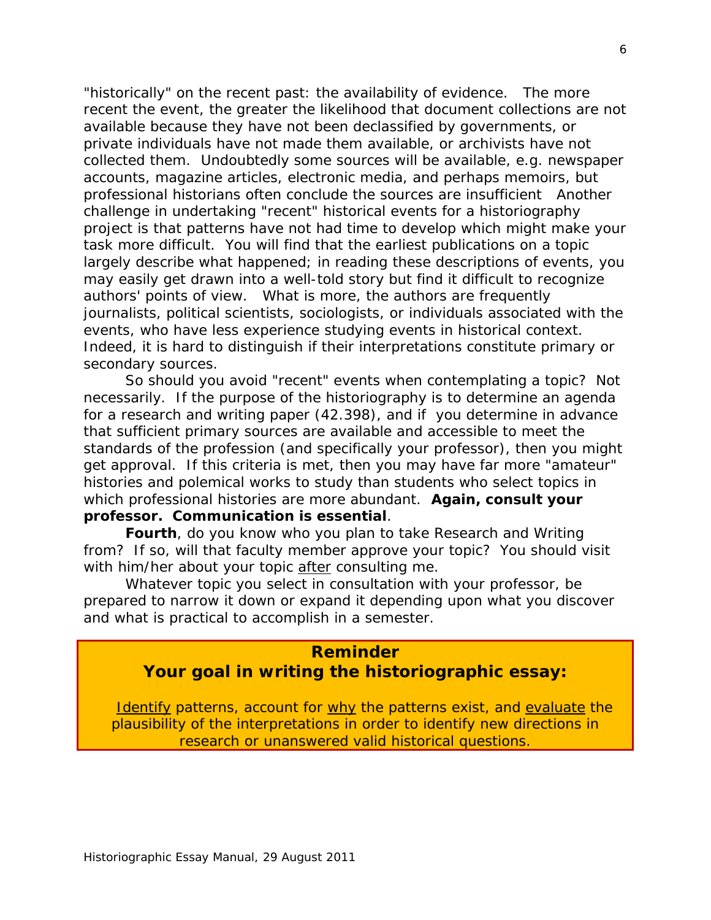"historically" on the recent past: the availability of evidence. The more recent the event, the greater the likelihood that document collections are not available because they have not been declassified by governments, or private individuals have not made them available, or archivists have not collected them. Undoubtedly some sources will be available, e.g. newspaper accounts, magazine articles, electronic media, and perhaps memoirs, but professional historians often conclude the sources are insufficient Another challenge in undertaking "recent" historical events for a historiography project is that patterns have not had time to develop which might make your task more difficult. You will find that the earliest publications on a topic largely describe what happened; in reading these descriptions of events, you may easily get drawn into a well-told story but find it difficult to recognize authors' points of view. What is more, the authors are frequently journalists, political scientists, sociologists, or individuals associated with the events, who have less experience studying events in historical context. Indeed, it is hard to distinguish if their interpretations constitute primary or secondary sources.

So should you avoid "recent" events when contemplating a topic? Not necessarily. If the purpose of the historiography is to determine an agenda for a research and writing paper (42.398), and if you determine in advance that sufficient primary sources are available and accessible to meet the standards of the profession (and specifically your professor), then you might get approval. If this criteria is met, then you may have far more "amateur" histories and polemical works to study than students who select topics in which professional histories are more abundant. **Again, consult your professor. Communication is essential**.

**Fourth**, do you know who you plan to take Research and Writing from? If so, will that faculty member approve your topic? You should visit with him/her about your topic <u>after</u> consulting me.

Whatever topic you select in consultation with your professor, be prepared to narrow it down or expand it depending upon what you discover and what is practical to accomplish in a semester.

> **Reminder**
> **Your goal in writing the historiographic essay:**
>
> <u>Identify</u> patterns, account for <u>why</u> the patterns exist, and <u>evaluate</u> the plausibility of the interpretations in order to identify new directions in research or unanswered valid historical questions.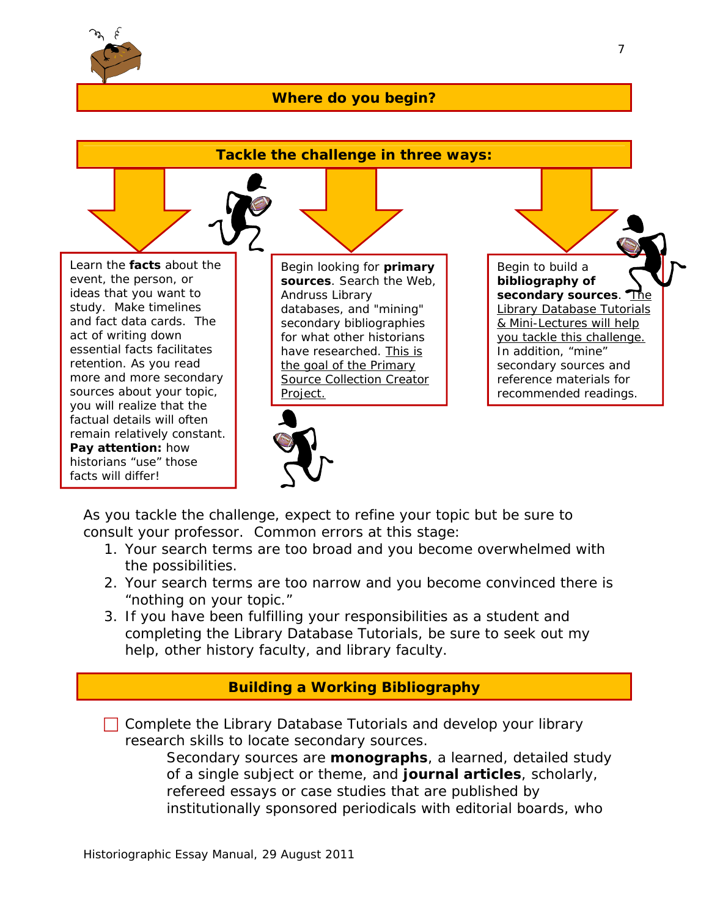## Where do you begin?

### Tackle the challenge in three ways:

Learn the **facts** about the event, the person, or ideas that you want to study. Make timelines and fact data cards. The act of writing down essential facts facilitates retention. As you read more and more secondary sources about your topic, you will realize that the factual details will often remain relatively constant. **Pay attention:** how historians "use" those facts will differ!

Begin looking for **primary sources**. Search the Web, Andruss Library databases, and "mining" secondary bibliographies for what other historians have researched. This is the goal of the Primary Source Collection Creator Project.

Begin to build a **bibliography of secondary sources**. The Library Database Tutorials & Mini-Lectures will help you tackle this challenge. In addition, "mine" secondary sources and reference materials for recommended readings.

As you tackle the challenge, expect to refine your topic but be sure to consult your professor. Common errors at this stage:

1. Your search terms are too broad and you become overwhelmed with the possibilities.
2. Your search terms are too narrow and you become convinced there is "nothing on your topic."
3. If you have been fulfilling your responsibilities as a student and completing the Library Database Tutorials, be sure to seek out my help, other history faculty, and library faculty.

### Building a Working Bibliography

- [ ] Complete the Library Database Tutorials and develop your library research skills to locate secondary sources.

  Secondary sources are **monographs**, a learned, detailed study of a single subject or theme, and **journal articles**, scholarly, refereed essays or case studies that are published by institutionally sponsored periodicals with editorial boards, who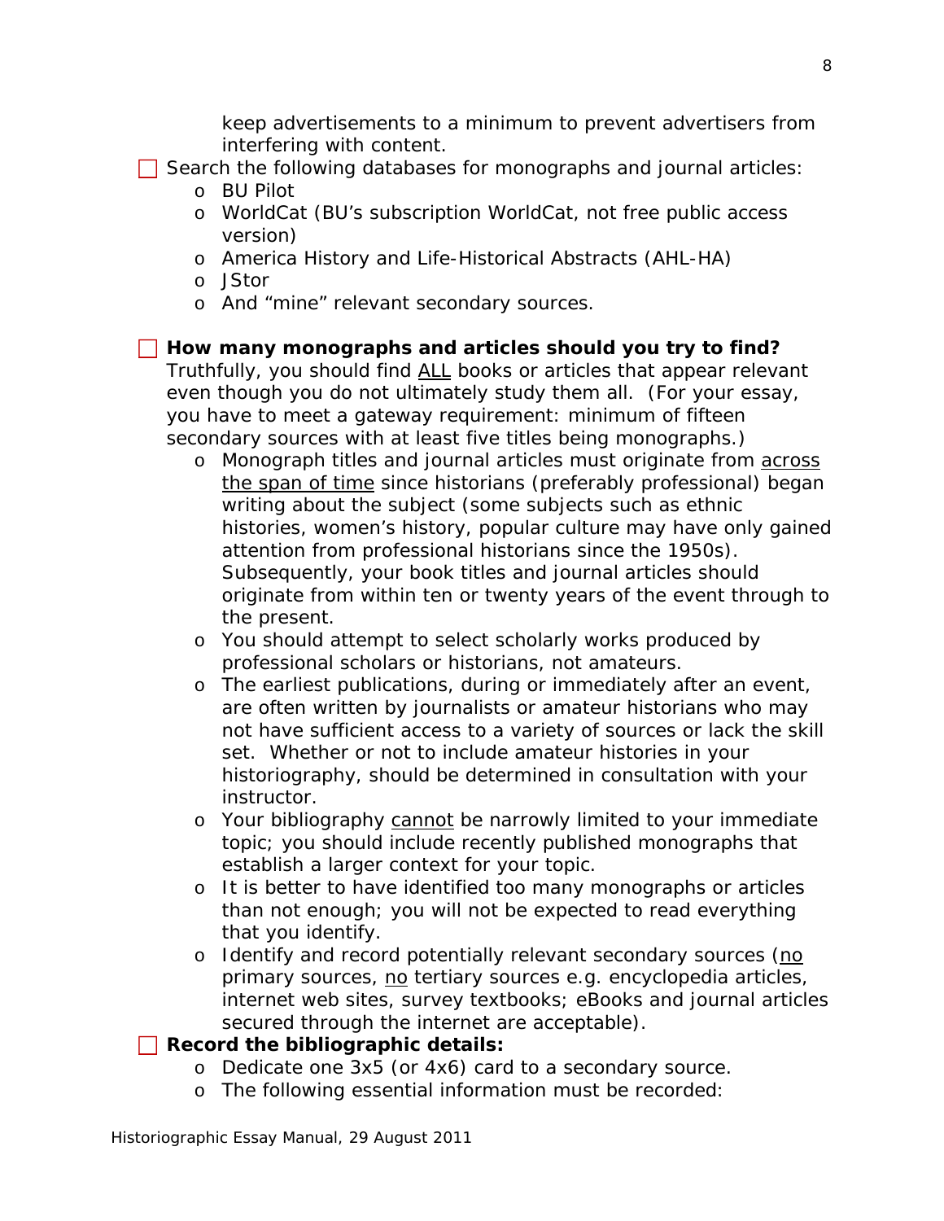keep advertisements to a minimum to prevent advertisers from interfering with content.

- [ ] Search the following databases for monographs and journal articles:
    - BU Pilot
    - WorldCat (BU's subscription WorldCat, not free public access version)
    - America History and Life-Historical Abstracts (AHL-HA)
    - JStor
    - And "mine" relevant secondary sources.

- [ ] **How many monographs and articles should you try to find?** Truthfully, you should find <u>ALL</u> books or articles that appear relevant even though you do not ultimately study them all. (For your essay, you have to meet a gateway requirement: minimum of fifteen secondary sources with at least five titles being monographs.)
    - Monograph titles and journal articles must originate from <u>across the span of time</u> since historians (preferably professional) began writing about the subject (some subjects such as ethnic histories, women's history, popular culture may have only gained attention from professional historians since the 1950s). Subsequently, your book titles and journal articles should originate from within ten or twenty years of the event through to the present.
    - You should attempt to select scholarly works produced by professional scholars or historians, not amateurs.
    - The earliest publications, during or immediately after an event, are often written by journalists or amateur historians who may not have sufficient access to a variety of sources or lack the skill set. Whether or not to include amateur histories in your historiography, should be determined in consultation with your instructor.
    - Your bibliography <u>cannot</u> be narrowly limited to your immediate topic; you should include recently published monographs that establish a larger context for your topic.
    - It is better to have identified too many monographs or articles than not enough; you will not be expected to read everything that you identify.
    - Identify and record potentially relevant secondary sources (<u>no</u> primary sources, <u>no</u> tertiary sources e.g. encyclopedia articles, internet web sites, survey textbooks; eBooks and journal articles secured through the internet are acceptable).

- [ ] **Record the bibliographic details:**
    - Dedicate one 3x5 (or 4x6) card to a secondary source.
    - The following essential information must be recorded: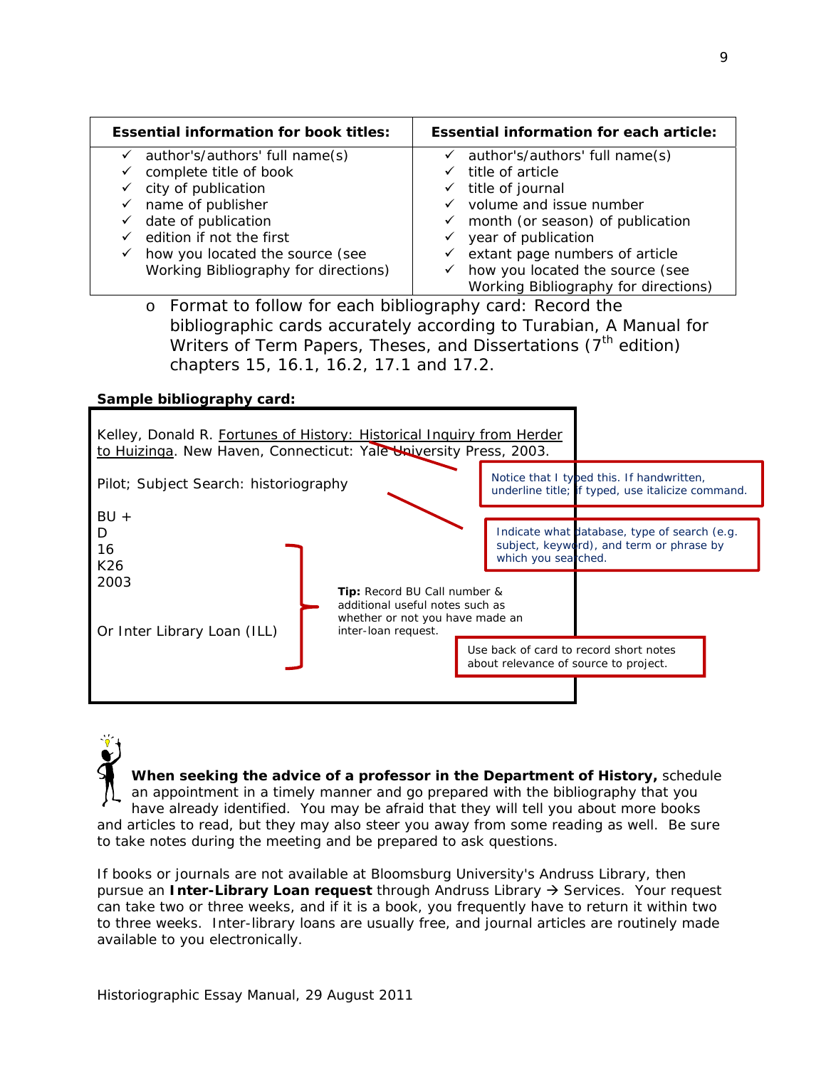| Essential information for book titles: | Essential information for each article: |
|---|---|
| ✓ author's/authors' full name(s)<br>✓ complete title of book<br>✓ city of publication<br>✓ name of publisher<br>✓ date of publication<br>✓ edition if not the first<br>✓ how you located the source (see Working Bibliography for directions) | ✓ author's/authors' full name(s)<br>✓ title of article<br>✓ title of journal<br>✓ volume and issue number<br>✓ month (or season) of publication<br>✓ year of publication<br>✓ extant page numbers of article<br>✓ how you located the source (see Working Bibliography for directions) |

- Format to follow for each bibliography card: Record the bibliographic cards accurately according to Turabian, A Manual for Writers of Term Papers, Theses, and Dissertations (7th edition) chapters 15, 16.1, 16.2, 17.1 and 17.2.

**Sample bibliography card:**

Kelley, Donald R. Fortunes of History: Historical Inquiry from Herder to Huizinga. New Haven, Connecticut: Yale University Press, 2003.

Notice that I typed this. If handwritten, underline title; if typed, use italicize command.

Pilot; Subject Search: historiography

Indicate what database, type of search (e.g. subject, keyword), and term or phrase by which you searched.

BU +
D
16
K26
2003

Or Inter Library Loan (ILL)

**Tip:** Record BU Call number & additional useful notes such as whether or not you have made an inter-loan request.

Use back of card to record short notes about relevance of source to project.

**When seeking the advice of a professor in the Department of History,** schedule an appointment in a timely manner and go prepared with the bibliography that you have already identified. You may be afraid that they will tell you about more books and articles to read, but they may also steer you away from some reading as well. Be sure to take notes during the meeting and be prepared to ask questions.

If books or journals are not available at Bloomsburg University's Andruss Library, then pursue an **Inter-Library Loan request** through Andruss Library → Services. Your request can take two or three weeks, and if it is a book, you frequently have to return it within two to three weeks. Inter-library loans are usually free, and journal articles are routinely made available to you electronically.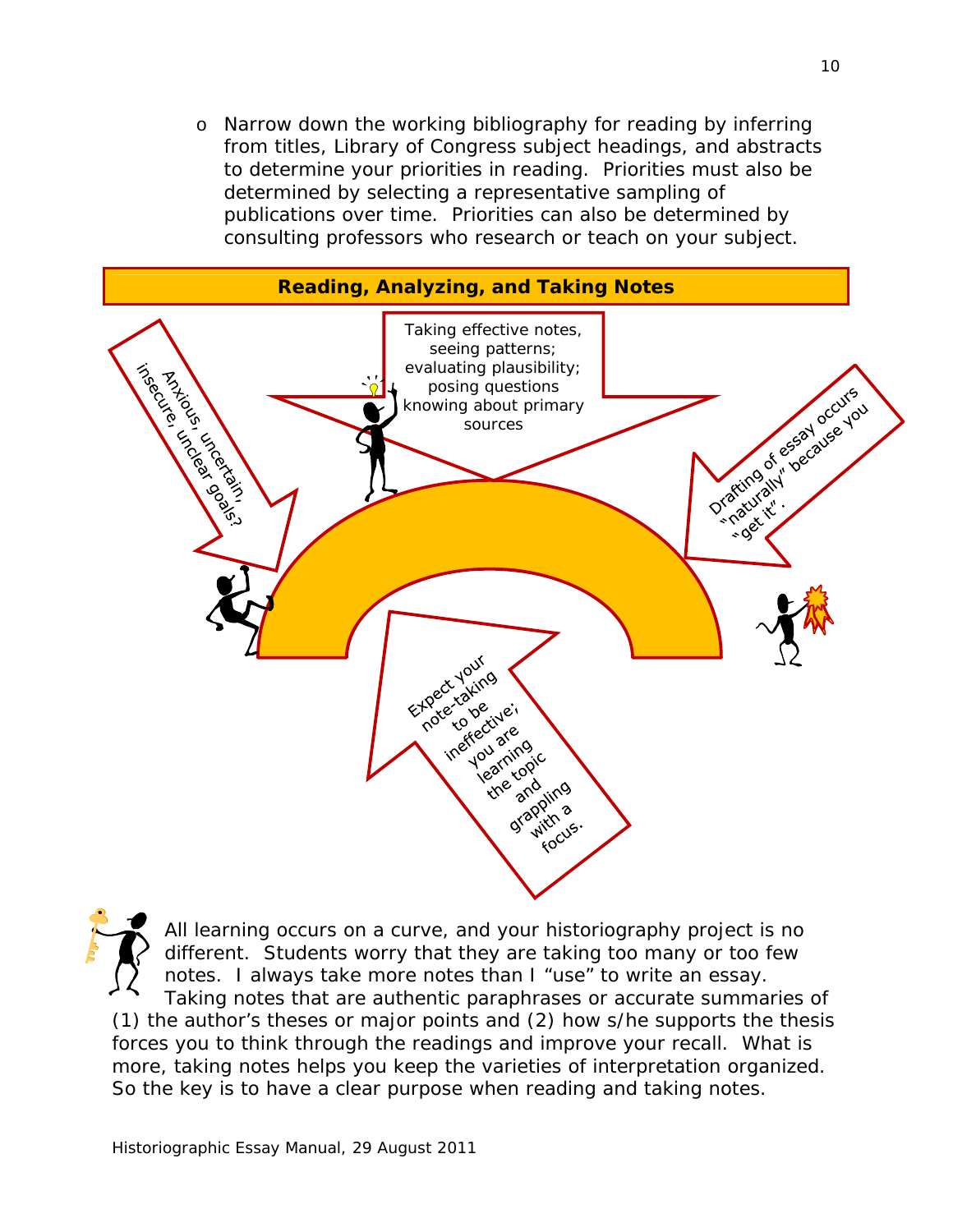- Narrow down the working bibliography for reading by inferring from titles, Library of Congress subject headings, and abstracts to determine your priorities in reading. Priorities must also be determined by selecting a representative sampling of publications over time. Priorities can also be determined by consulting professors who research or teach on your subject.

## Reading, Analyzing, and Taking Notes

Anxious, uncertain, insecure, unclear goals?

Taking effective notes, seeing patterns; evaluating plausibility; posing questions knowing about primary sources

Drafting of essay occurs "naturally" because you "get it".

Expect your note-taking to be ineffective; you are learning the topic and grappling with a focus.

All learning occurs on a curve, and your historiography project is no different. Students worry that they are taking too many or too few notes. I always take more notes than I "use" to write an essay. Taking notes that are authentic paraphrases or accurate summaries of (1) the author's theses or major points and (2) how s/he supports the thesis forces you to think through the readings and improve your recall. What is more, taking notes helps you keep the varieties of interpretation organized. So the key is to have a clear purpose when reading and taking notes.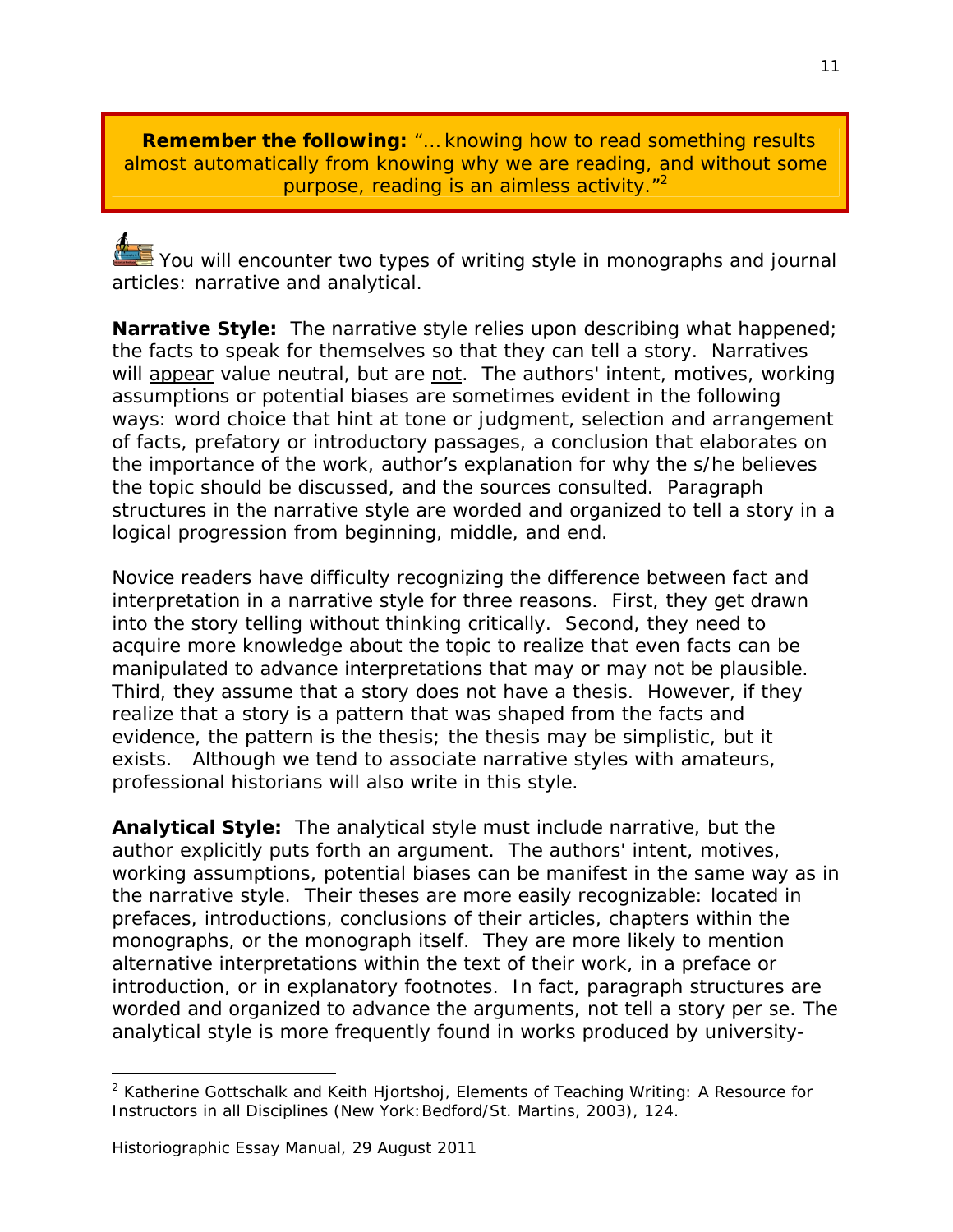**Remember the following:** "…knowing how to read something results almost automatically from knowing why we are reading, and without some purpose, reading is an aimless activity."[2]

You will encounter two types of writing style in monographs and journal articles: narrative and analytical.

**Narrative Style:** The narrative style relies upon describing what happened; the facts to speak for themselves so that they can tell a story. Narratives will <u>appear</u> value neutral, but are <u>not</u>. The authors' intent, motives, working assumptions or potential biases are sometimes evident in the following ways: word choice that hint at tone or judgment, selection and arrangement of facts, prefatory or introductory passages, a conclusion that elaborates on the importance of the work, author's explanation for why the s/he believes the topic should be discussed, and the sources consulted. Paragraph structures in the narrative style are worded and organized to tell a story in a logical progression from beginning, middle, and end.

Novice readers have difficulty recognizing the difference between fact and interpretation in a narrative style for three reasons. First, they get drawn into the story telling without thinking critically. Second, they need to acquire more knowledge about the topic to realize that even facts can be manipulated to advance interpretations that may or may not be plausible. Third, they assume that a story does not have a thesis. However, if they realize that a story is a pattern that was shaped from the facts and evidence, the pattern is the thesis; the thesis may be simplistic, but it exists. Although we tend to associate narrative styles with amateurs, professional historians will also write in this style.

**Analytical Style:** The analytical style must include narrative, but the author explicitly puts forth an argument. The authors' intent, motives, working assumptions, potential biases can be manifest in the same way as in the narrative style. Their theses are more easily recognizable: located in prefaces, introductions, conclusions of their articles, chapters within the monographs, or the monograph itself. They are more likely to mention alternative interpretations within the text of their work, in a preface or introduction, or in explanatory footnotes. In fact, paragraph structures are worded and organized to advance the arguments, not tell a story per se. The analytical style is more frequently found in works produced by university-

---

[2] Katherine Gottschalk and Keith Hjortshoj, *Elements of Teaching Writing: A Resource for Instructors in all Disciplines* (New York: Bedford/St. Martins, 2003), 124.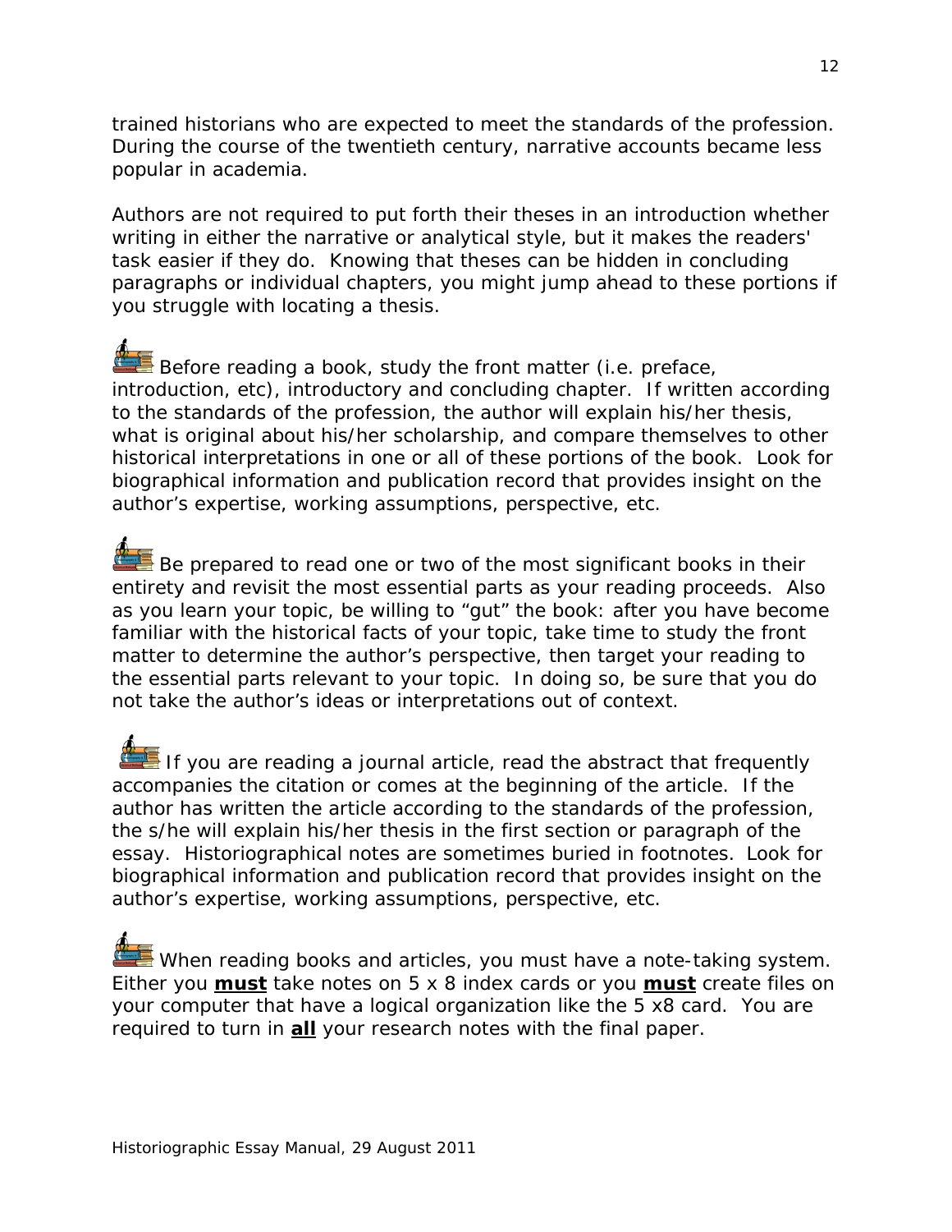trained historians who are expected to meet the standards of the profession. During the course of the twentieth century, narrative accounts became less popular in academia.

Authors are not required to put forth their theses in an introduction whether writing in either the narrative or analytical style, but it makes the readers' task easier if they do. Knowing that theses can be hidden in concluding paragraphs or individual chapters, you might jump ahead to these portions if you struggle with locating a thesis.

Before reading a book, study the front matter (i.e. preface, introduction, etc), introductory and concluding chapter. If written according to the standards of the profession, the author will explain his/her thesis, what is original about his/her scholarship, and compare themselves to other historical interpretations in one or all of these portions of the book. Look for biographical information and publication record that provides insight on the author's expertise, working assumptions, perspective, etc.

Be prepared to read one or two of the most significant books in their entirety and revisit the most essential parts as your reading proceeds. Also as you learn your topic, be willing to "gut" the book: after you have become familiar with the historical facts of your topic, take time to study the front matter to determine the author's perspective, then target your reading to the essential parts relevant to your topic. In doing so, be sure that you do not take the author's ideas or interpretations out of context.

If you are reading a journal article, read the abstract that frequently accompanies the citation or comes at the beginning of the article. If the author has written the article according to the standards of the profession, the s/he will explain his/her thesis in the first section or paragraph of the essay. Historiographical notes are sometimes buried in footnotes. Look for biographical information and publication record that provides insight on the author's expertise, working assumptions, perspective, etc.

When reading books and articles, you must have a note-taking system. Either you **<u>must</u>** take notes on 5 x 8 index cards or you **<u>must</u>** create files on your computer that have a logical organization like the 5 x8 card. You are required to turn in **<u>all</u>** your research notes with the final paper.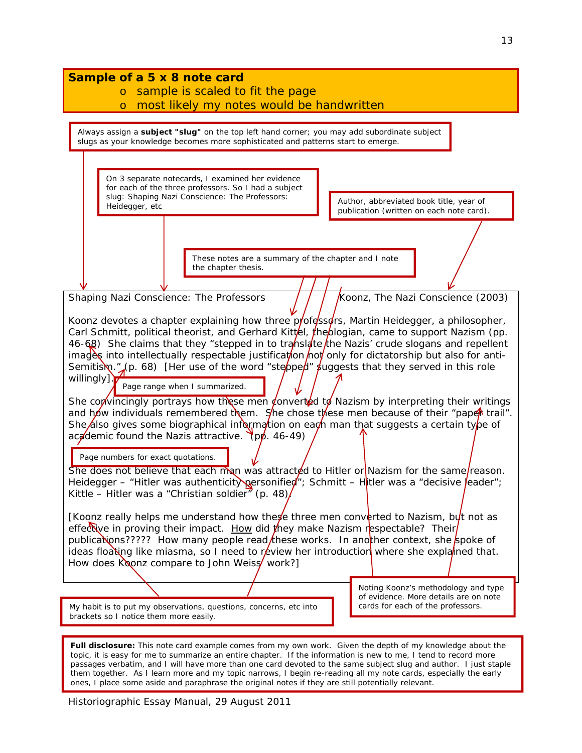**Sample of a 5 x 8 note card**

- sample is scaled to fit the page
- most likely my notes would be handwritten

Always assign a **subject "slug"** on the top left hand corner; you may add subordinate subject slugs as your knowledge becomes more sophisticated and patterns start to emerge.

On 3 separate notecards, I examined her evidence for each of the three professors. So I had a subject slug: Shaping Nazi Conscience: The Professors: Heidegger, etc

Author, abbreviated book title, year of publication (written on each note card).

These notes are a summary of the chapter and I note the chapter thesis.

---

Shaping Nazi Conscience: The Professors — Koonz, The Nazi Conscience (2003)

Koonz devotes a chapter explaining how three professors, Martin Heidegger, a philosopher, Carl Schmitt, political theorist, and Gerhard Kittel, theologian, came to support Nazism (pp. 46-68) She claims that they "stepped in to translate the Nazis' crude slogans and repellent images into intellectually respectable justification not only for dictatorship but also for anti-Semitism." (p. 68) [Her use of the word "stepped" suggests that they served in this role willingly].

She convincingly portrays how these men converted to Nazism by interpreting their writings and how individuals remembered them. She chose these men because of their "paper trail". She also gives some biographical information on each man that suggests a certain type of academic found the Nazis attractive. (pp. 46-49)

She does not believe that each man was attracted to Hitler or Nazism for the same reason. Heidegger – "Hitler was authenticity personified"; Schmitt – Hitler was a "decisive leader"; Kittle – Hitler was a "Christian soldier" (p. 48).

[Koonz really helps me understand how these three men converted to Nazism, but not as effective in proving their impact. <u>How</u> did they make Nazism respectable? Their publications????? How many people read these works. In another context, she spoke of ideas floating like miasma, so I need to review her introduction where she explained that. How does Koonz compare to John Weiss' work?]

---

Page range when I summarized.

Page numbers for exact quotations.

My habit is to put my observations, questions, concerns, etc into brackets so I notice them more easily.

Noting Koonz's methodology and type of evidence. More details are on note cards for each of the professors.

**Full disclosure:** This note card example comes from my own work. Given the depth of my knowledge about the topic, it is easy for me to summarize an entire chapter. If the information is new to me, I tend to record more passages verbatim, and I will have more than one card devoted to the same subject slug and author. I just staple them together. As I learn more and my topic narrows, I begin re-reading all my note cards, especially the early ones, I place some aside and paraphrase the original notes if they are still potentially relevant.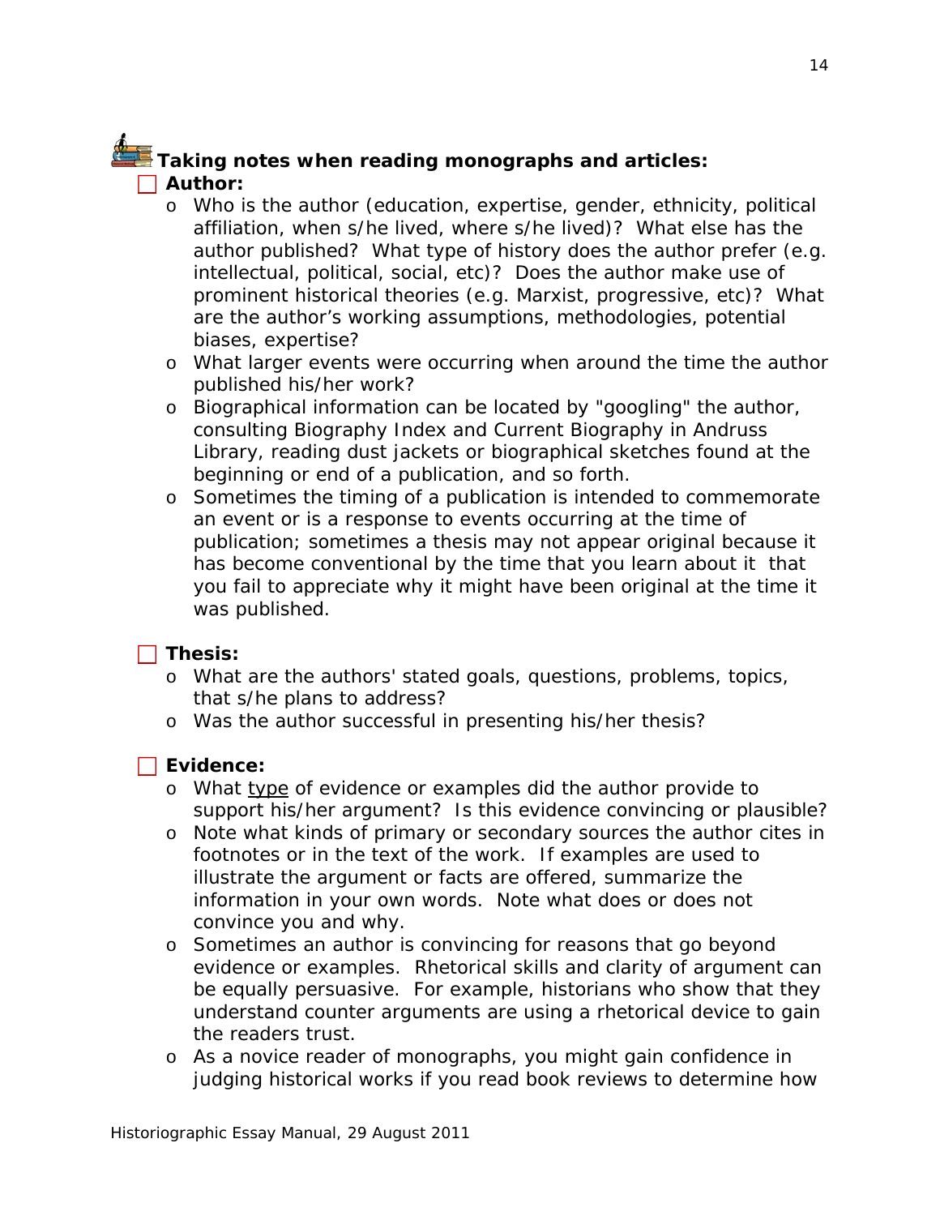### Taking notes when reading monographs and articles:

- **Author:**
  - Who is the author (education, expertise, gender, ethnicity, political affiliation, when s/he lived, where s/he lived)? What else has the author published? What type of history does the author prefer (e.g. intellectual, political, social, etc)? Does the author make use of prominent historical theories (e.g. Marxist, progressive, etc)? What are the author's working assumptions, methodologies, potential biases, expertise?
  - What larger events were occurring when around the time the author published his/her work?
  - Biographical information can be located by "googling" the author, consulting Biography Index and Current Biography in Andruss Library, reading dust jackets or biographical sketches found at the beginning or end of a publication, and so forth.
  - Sometimes the timing of a publication is intended to commemorate an event or is a response to events occurring at the time of publication; sometimes a thesis may not appear original because it has become conventional by the time that you learn about it that you fail to appreciate why it might have been original at the time it was published.

- **Thesis:**
  - What are the authors' stated goals, questions, problems, topics, that s/he plans to address?
  - Was the author successful in presenting his/her thesis?

- **Evidence:**
  - What type of evidence or examples did the author provide to support his/her argument? Is this evidence convincing or plausible?
  - Note what kinds of primary or secondary sources the author cites in footnotes or in the text of the work. If examples are used to illustrate the argument or facts are offered, summarize the information in your own words. Note what does or does not convince you and why.
  - Sometimes an author is convincing for reasons that go beyond evidence or examples. Rhetorical skills and clarity of argument can be equally persuasive. For example, historians who show that they understand counter arguments are using a rhetorical device to gain the readers trust.
  - As a novice reader of monographs, you might gain confidence in judging historical works if you read book reviews to determine how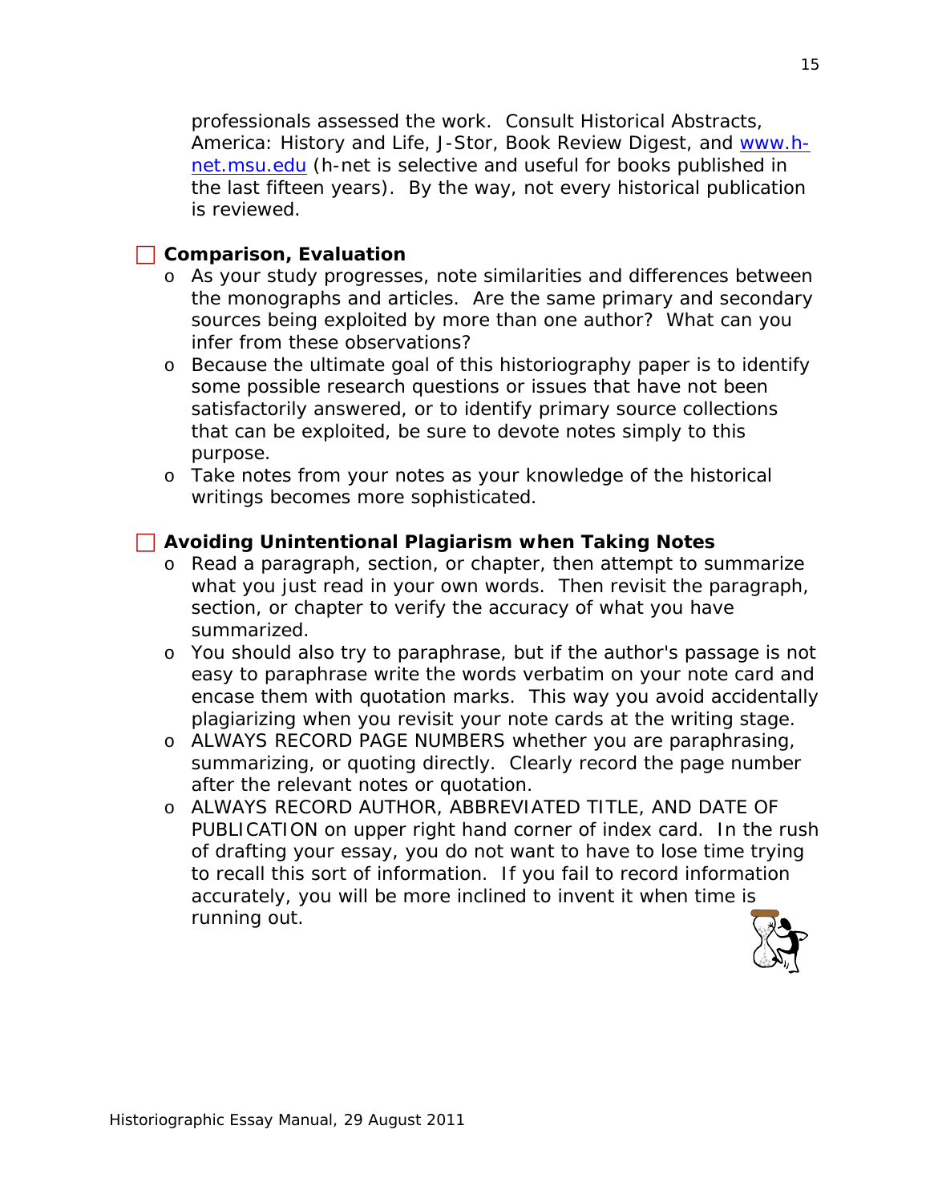professionals assessed the work. Consult Historical Abstracts, America: History and Life, J-Stor, Book Review Digest, and [www.h-net.msu.edu](http://www.h-net.msu.edu) (h-net is selective and useful for books published in the last fifteen years). By the way, not every historical publication is reviewed.

☐ **Comparison, Evaluation**

- As your study progresses, note similarities and differences between the monographs and articles. Are the same primary and secondary sources being exploited by more than one author? What can you infer from these observations?
- Because the ultimate goal of this historiography paper is to identify some possible research questions or issues that have not been satisfactorily answered, or to identify primary source collections that can be exploited, be sure to devote notes simply to this purpose.
- Take notes from your notes as your knowledge of the historical writings becomes more sophisticated.

☐ **Avoiding Unintentional Plagiarism when Taking Notes**

- Read a paragraph, section, or chapter, then attempt to summarize what you just read in your own words. Then revisit the paragraph, section, or chapter to verify the accuracy of what you have summarized.
- You should also try to paraphrase, but if the author's passage is not easy to paraphrase write the words verbatim on your note card and encase them with quotation marks. This way you avoid accidentally plagiarizing when you revisit your note cards at the writing stage.
- ALWAYS RECORD PAGE NUMBERS whether you are paraphrasing, summarizing, or quoting directly. Clearly record the page number after the relevant notes or quotation.
- ALWAYS RECORD AUTHOR, ABBREVIATED TITLE, AND DATE OF PUBLICATION on upper right hand corner of index card. In the rush of drafting your essay, you do not want to have to lose time trying to recall this sort of information. If you fail to record information accurately, you will be more inclined to invent it when time is running out.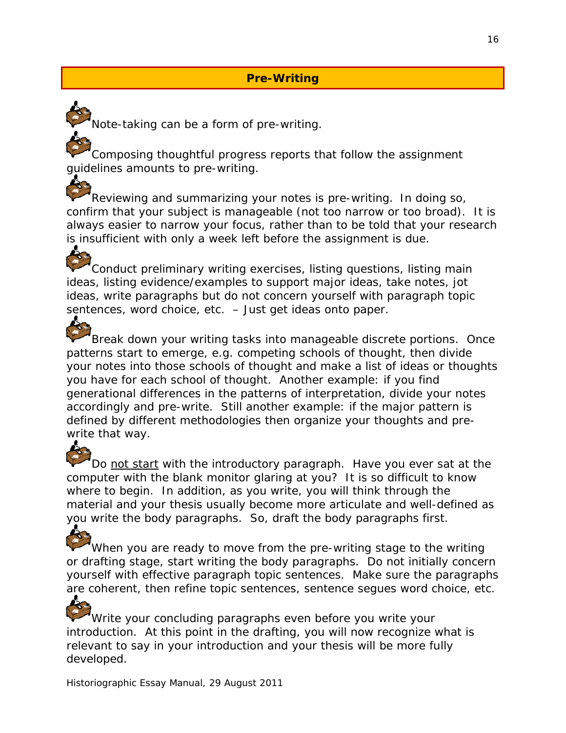## Pre-Writing

- Note-taking can be a form of pre-writing.
- Composing thoughtful progress reports that follow the assignment guidelines amounts to pre-writing.
- Reviewing and summarizing your notes is pre-writing. In doing so, confirm that your subject is manageable (not too narrow or too broad). It is always easier to narrow your focus, rather than to be told that your research is insufficient with only a week left before the assignment is due.
- Conduct preliminary writing exercises, listing questions, listing main ideas, listing evidence/examples to support major ideas, take notes, jot ideas, write paragraphs but do not concern yourself with paragraph topic sentences, word choice, etc. – Just get ideas onto paper.
- Break down your writing tasks into manageable discrete portions. Once patterns start to emerge, e.g. competing schools of thought, then divide your notes into those schools of thought and make a list of ideas or thoughts you have for each school of thought. Another example: if you find generational differences in the patterns of interpretation, divide your notes accordingly and pre-write. Still another example: if the major pattern is defined by different methodologies then organize your thoughts and pre-write that way.
- Do <u>not start</u> with the introductory paragraph. Have you ever sat at the computer with the blank monitor glaring at you? It is so difficult to know where to begin. In addition, as you write, you will think through the material and your thesis usually become more articulate and well-defined as you write the body paragraphs. So, draft the body paragraphs first.
- When you are ready to move from the pre-writing stage to the writing or drafting stage, start writing the body paragraphs. Do not initially concern yourself with effective paragraph topic sentences. Make sure the paragraphs are coherent, then refine topic sentences, sentence segues word choice, etc.
- Write your concluding paragraphs even before you write your introduction. At this point in the drafting, you will now recognize what is relevant to say in your introduction and your thesis will be more fully developed.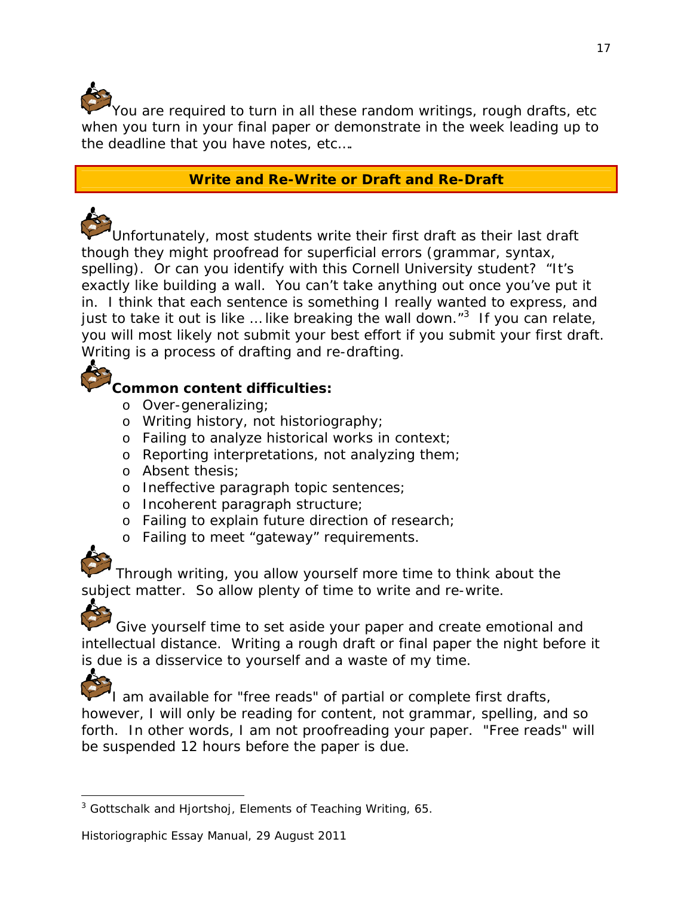You are required to turn in all these random writings, rough drafts, etc when you turn in your final paper or demonstrate in the week leading up to the deadline that you have notes, etc….

## Write and Re-Write or Draft and Re-Draft

Unfortunately, most students write their first draft as their last draft though they might proofread for superficial errors (grammar, syntax, spelling). Or can you identify with this Cornell University student? "It's exactly like building a wall. You can't take anything out once you've put it in. I think that each sentence is something I really wanted to express, and just to take it out is like … like breaking the wall down."[3] If you can relate, you will most likely not submit your best effort if you submit your first draft. Writing is a process of drafting and re-drafting.

**Common content difficulties:**

- Over-generalizing;
- Writing history, not historiography;
- Failing to analyze historical works in context;
- Reporting interpretations, not analyzing them;
- Absent thesis;
- Ineffective paragraph topic sentences;
- Incoherent paragraph structure;
- Failing to explain future direction of research;
- Failing to meet "gateway" requirements.

Through writing, you allow yourself more time to think about the subject matter. So allow plenty of time to write and re-write.

Give yourself time to set aside your paper and create emotional and intellectual distance. Writing a rough draft or final paper the night before it is due is a disservice to yourself and a waste of my time.

I am available for "free reads" of partial or complete first drafts, however, I will only be reading for content, not grammar, spelling, and so forth. In other words, I am not proofreading your paper. "Free reads" will be suspended 12 hours before the paper is due.

---

[3] Gottschalk and Hjortshoj, *Elements of Teaching Writing*, 65.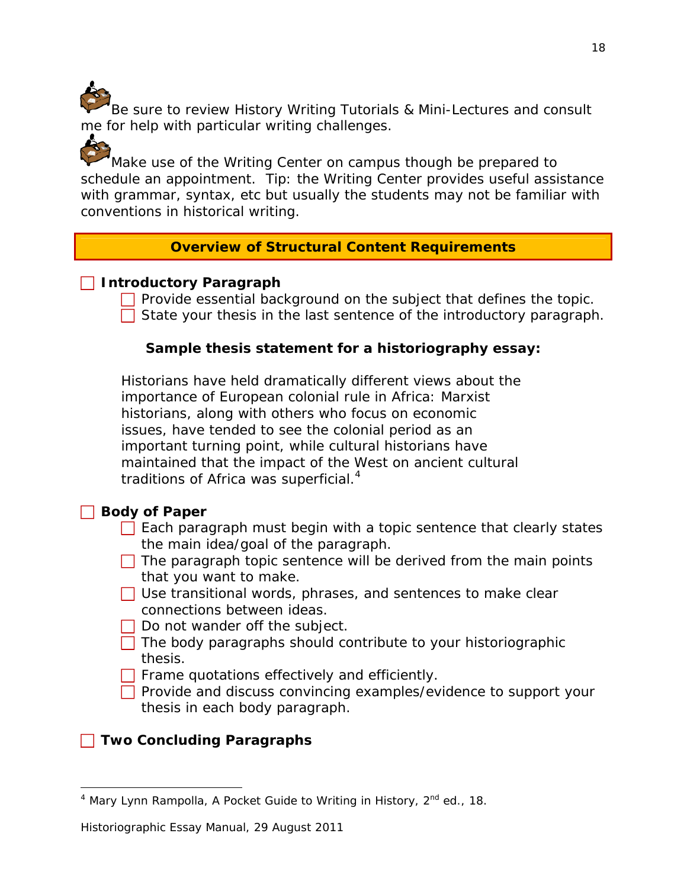Be sure to review History Writing Tutorials & Mini-Lectures and consult me for help with particular writing challenges.

Make use of the Writing Center on campus though be prepared to schedule an appointment. Tip: the Writing Center provides useful assistance with grammar, syntax, etc but usually the students may not be familiar with conventions in historical writing.

## Overview of Structural Content Requirements

- [ ] **Introductory Paragraph**
  - [ ] Provide essential background on the subject that defines the topic.
  - [ ] State your thesis in the last sentence of the introductory paragraph.

**Sample thesis statement for a historiography essay:**

> Historians have held dramatically different views about the importance of European colonial rule in Africa: Marxist historians, along with others who focus on economic issues, have tended to see the colonial period as an important turning point, while cultural historians have maintained that the impact of the West on ancient cultural traditions of Africa was superficial.[4]

- [ ] **Body of Paper**
  - [ ] Each paragraph must begin with a topic sentence that clearly states the main idea/goal of the paragraph.
  - [ ] The paragraph topic sentence will be derived from the main points that you want to make.
  - [ ] Use transitional words, phrases, and sentences to make clear connections between ideas.
  - [ ] Do not wander off the subject.
  - [ ] The body paragraphs should contribute to your historiographic thesis.
  - [ ] Frame quotations effectively and efficiently.
  - [ ] Provide and discuss convincing examples/evidence to support your thesis in each body paragraph.

- [ ] **Two Concluding Paragraphs**

---

[4] Mary Lynn Rampolla, A Pocket Guide to Writing in History, 2nd ed., 18.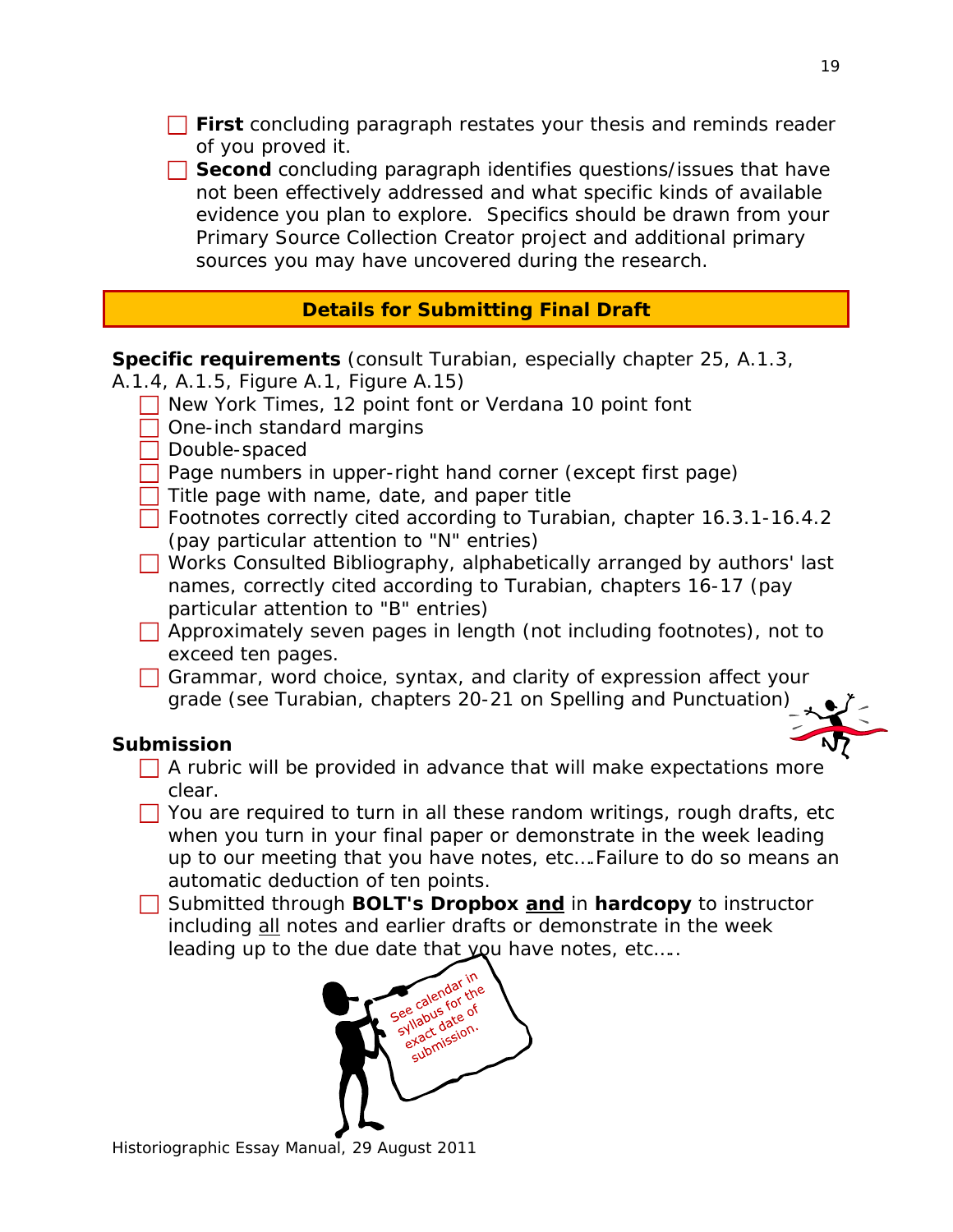- [ ] **First** concluding paragraph restates your thesis and reminds reader of you proved it.
- [ ] **Second** concluding paragraph identifies questions/issues that have not been effectively addressed and what specific kinds of available evidence you plan to explore. Specifics should be drawn from your Primary Source Collection Creator project and additional primary sources you may have uncovered during the research.

## Details for Submitting Final Draft

**Specific requirements** (consult Turabian, especially chapter 25, A.1.3, A.1.4, A.1.5, Figure A.1, Figure A.15)

- [ ] New York Times, 12 point font or Verdana 10 point font
- [ ] One-inch standard margins
- [ ] Double-spaced
- [ ] Page numbers in upper-right hand corner (except first page)
- [ ] Title page with name, date, and paper title
- [ ] Footnotes correctly cited according to Turabian, chapter 16.3.1-16.4.2 (pay particular attention to "N" entries)
- [ ] Works Consulted Bibliography, alphabetically arranged by authors' last names, correctly cited according to Turabian, chapters 16-17 (pay particular attention to "B" entries)
- [ ] Approximately seven pages in length (not including footnotes), not to exceed ten pages.
- [ ] Grammar, word choice, syntax, and clarity of expression affect your grade (see Turabian, chapters 20-21 on Spelling and Punctuation)

**Submission**

- [ ] A rubric will be provided in advance that will make expectations more clear.
- [ ] You are required to turn in all these random writings, rough drafts, etc when you turn in your final paper or demonstrate in the week leading up to our meeting that you have notes, etc.…Failure to do so means an automatic deduction of ten points.
- [ ] Submitted through **BOLT's Dropbox <u>and</u>** in **hardcopy** to instructor including <u>all</u> notes and earlier drafts or demonstrate in the week leading up to the due date that you have notes, etc.….

See calendar in syllabus for the exact date of submission.

Historiographic Essay Manual, 29 August 2011